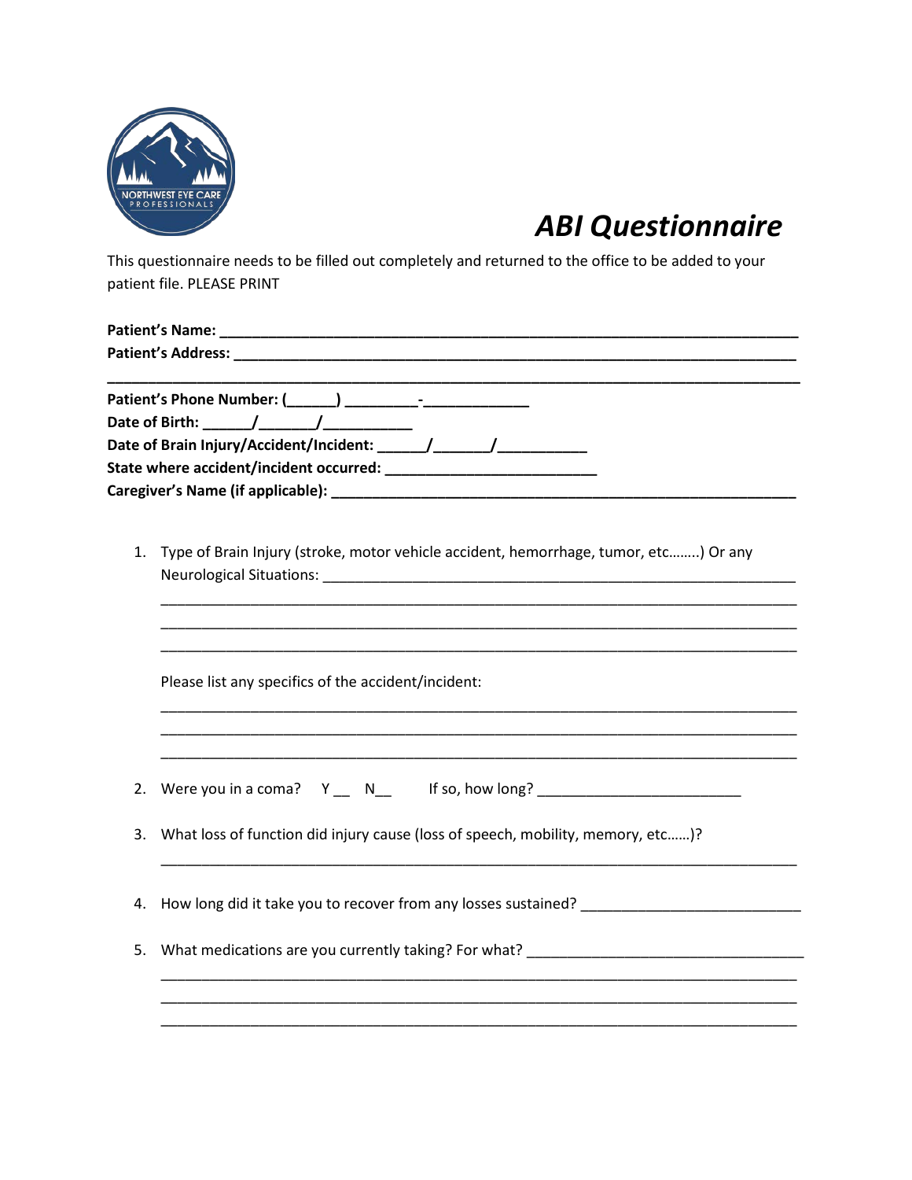NORTHWEST EYE CARE PROFESSIONALS

# *ABI Questionnaire*

This questionnaire needs to be filled out completely and returned to the office to be added to your patient file. PLEASE PRINT

**Patient's Name: ___________________________________________________________________**
**Patient's Address: _________________________________________________________________**
**_______________________________________________________________________________**
**Patient's Phone Number: (______) _________-_____________**
**Date of Birth: ______/_______/___________**
**Date of Brain Injury/Accident/Incident: ______/_______/___________**
**State where accident/incident occurred: _________________________**
**Caregiver's Name (if applicable): ______________________________________________________**

1. Type of Brain Injury (stroke, motor vehicle accident, hemorrhage, tumor, etc……..) Or any Neurological Situations: ___________________________________________________________
   ___________________________________________________________________________
   ___________________________________________________________________________
   ___________________________________________________________________________

   Please list any specifics of the accident/incident:

   ___________________________________________________________________________
   ___________________________________________________________________________
   ___________________________________________________________________________

2. Were you in a coma? Y __ N__ If so, how long? _________________________

3. What loss of function did injury cause (loss of speech, mobility, memory, etc……)?
   ___________________________________________________________________________

4. How long did it take you to recover from any losses sustained? __________________________

5. What medications are you currently taking? For what? __________________________________
   ___________________________________________________________________________
   ___________________________________________________________________________
   ___________________________________________________________________________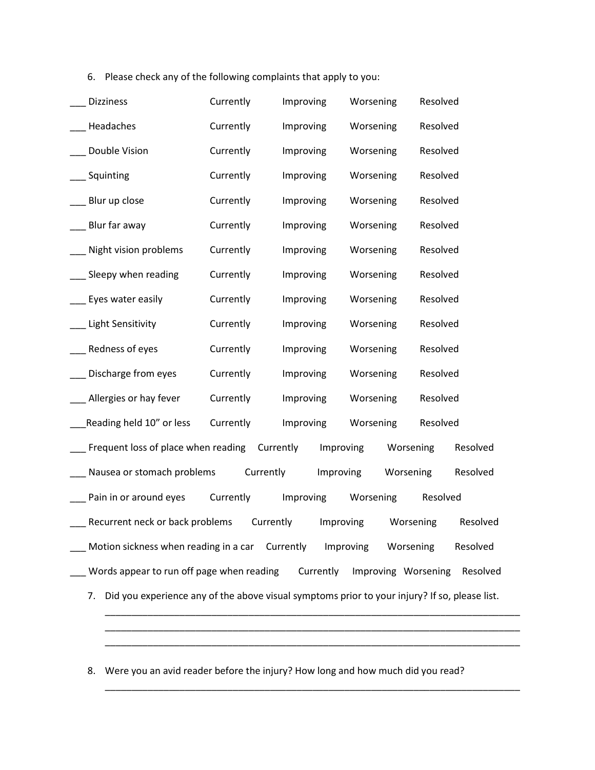6. Please check any of the following complaints that apply to you:

| | | | | |
|---|---|---|---|---|
| ___ Dizziness | Currently | Improving | Worsening | Resolved |
| ___ Headaches | Currently | Improving | Worsening | Resolved |
| ___ Double Vision | Currently | Improving | Worsening | Resolved |
| ___ Squinting | Currently | Improving | Worsening | Resolved |
| ___ Blur up close | Currently | Improving | Worsening | Resolved |
| ___ Blur far away | Currently | Improving | Worsening | Resolved |
| ___ Night vision problems | Currently | Improving | Worsening | Resolved |
| ___ Sleepy when reading | Currently | Improving | Worsening | Resolved |
| ___ Eyes water easily | Currently | Improving | Worsening | Resolved |
| ___ Light Sensitivity | Currently | Improving | Worsening | Resolved |
| ___ Redness of eyes | Currently | Improving | Worsening | Resolved |
| ___ Discharge from eyes | Currently | Improving | Worsening | Resolved |
| ___ Allergies or hay fever | Currently | Improving | Worsening | Resolved |
| ___Reading held 10" or less | Currently | Improving | Worsening | Resolved |
| ___ Frequent loss of place when reading | Currently | Improving | Worsening | Resolved |
| ___ Nausea or stomach problems | Currently | Improving | Worsening | Resolved |
| ___ Pain in or around eyes | Currently | Improving | Worsening | Resolved |
| ___ Recurrent neck or back problems | Currently | Improving | Worsening | Resolved |
| ___ Motion sickness when reading in a car | Currently | Improving | Worsening | Resolved |
| ___ Words appear to run off page when reading | Currently | Improving | Worsening | Resolved |

7. Did you experience any of the above visual symptoms prior to your injury? If so, please list.

   ________________________________________________________________________________
   ________________________________________________________________________________
   ________________________________________________________________________________

8. Were you an avid reader before the injury? How long and how much did you read?

   ________________________________________________________________________________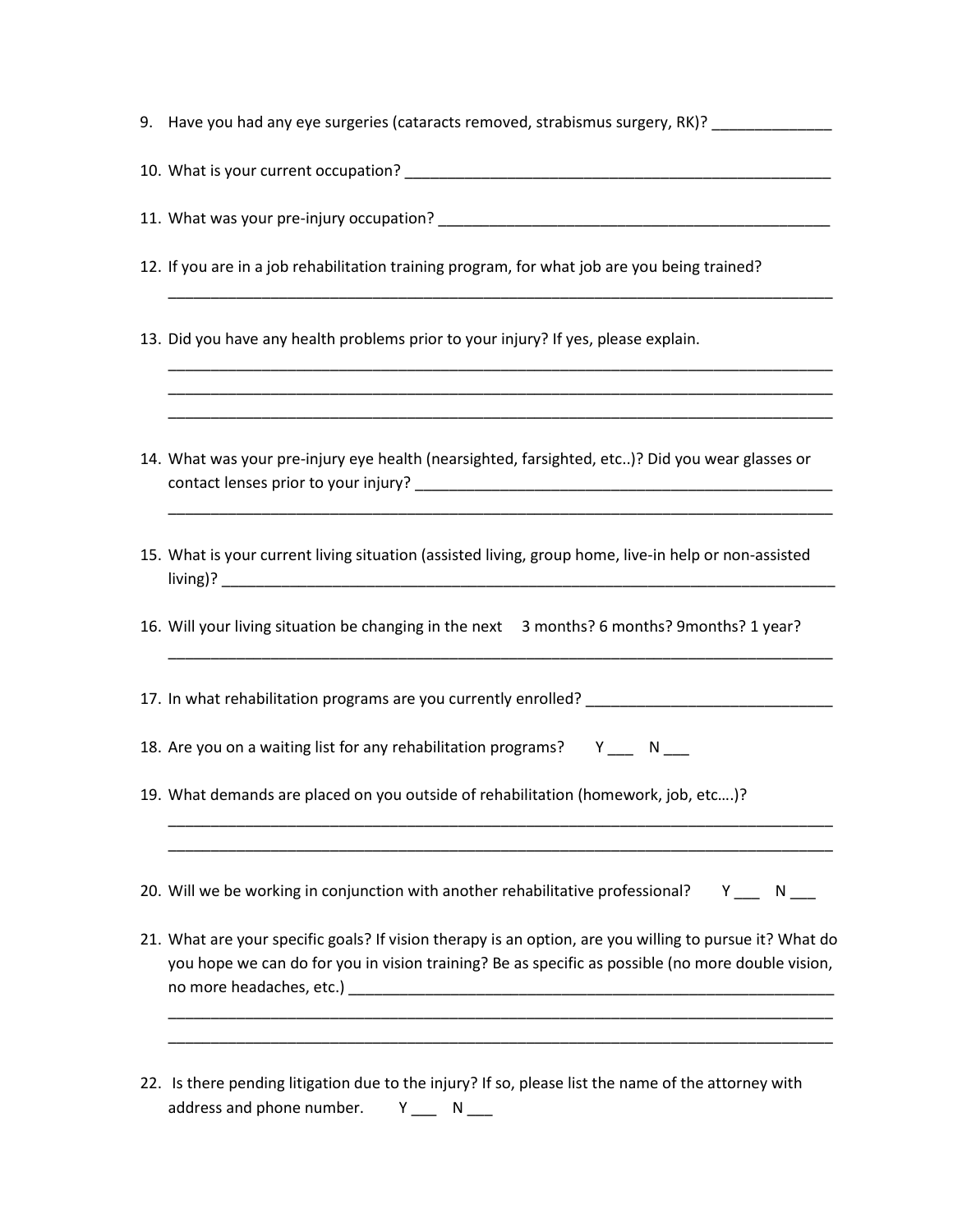9. Have you had any eye surgeries (cataracts removed, strabismus surgery, RK)? ______________

10. What is your current occupation? ____________________________________________________

11. What was your pre-injury occupation? _______________________________________________

12. If you are in a job rehabilitation training program, for what job are you being trained?

    ________________________________________________________________________________

13. Did you have any health problems prior to your injury? If yes, please explain.

    ________________________________________________________________________________
    ________________________________________________________________________________
    ________________________________________________________________________________

14. What was your pre-injury eye health (nearsighted, farsighted, etc..)? Did you wear glasses or contact lenses prior to your injury? ___________________________________________________

    ________________________________________________________________________________

15. What is your current living situation (assisted living, group home, live-in help or non-assisted living)? _____________________________________________________________________________

16. Will your living situation be changing in the next 3 months? 6 months? 9months? 1 year?

    ________________________________________________________________________________

17. In what rehabilitation programs are you currently enrolled? _____________________________

18. Are you on a waiting list for any rehabilitation programs? Y ___ N ___

19. What demands are placed on you outside of rehabilitation (homework, job, etc….)?

    ________________________________________________________________________________
    ________________________________________________________________________________

20. Will we be working in conjunction with another rehabilitative professional? Y ___ N ___

21. What are your specific goals? If vision therapy is an option, are you willing to pursue it? What do you hope we can do for you in vision training? Be as specific as possible (no more double vision, no more headaches, etc.) __________________________________________________________

    ________________________________________________________________________________
    ________________________________________________________________________________

22. Is there pending litigation due to the injury? If so, please list the name of the attorney with address and phone number. Y ___ N ___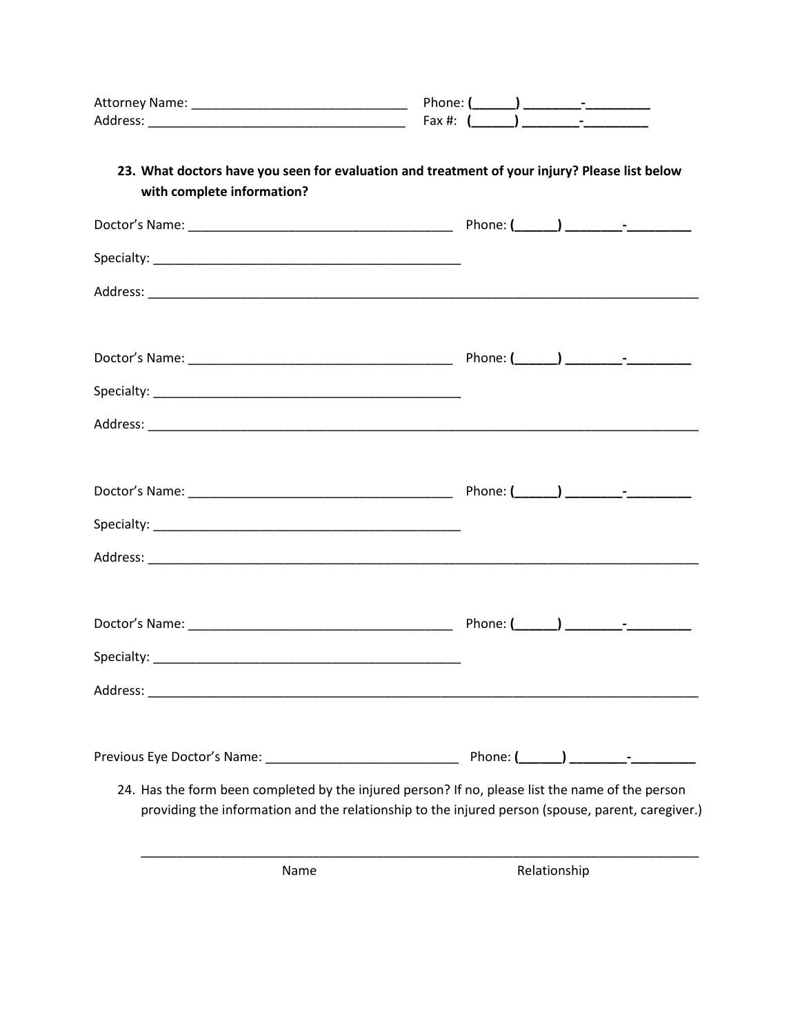Attorney Name: ______________________________ Phone: (______) ________-_________
Address: ___________________________________ Fax #: (______) ________-_________

**23. What doctors have you seen for evaluation and treatment of your injury? Please list below with complete information?**

Doctor's Name: _____________________________________ Phone: (______) ________-_________

Specialty: ____________________________________________

Address: _____________________________________________________________________________

Doctor's Name: _____________________________________ Phone: (______) ________-_________

Specialty: ____________________________________________

Address: _____________________________________________________________________________

Doctor's Name: _____________________________________ Phone: (______) ________-_________

Specialty: ____________________________________________

Address: _____________________________________________________________________________

Doctor's Name: _____________________________________ Phone: (______) ________-_________

Specialty: ____________________________________________

Address: _____________________________________________________________________________

Previous Eye Doctor's Name: ___________________________ Phone: (______) ________-_________

24. Has the form been completed by the injured person? If no, please list the name of the person providing the information and the relationship to the injured person (spouse, parent, caregiver.)

_____________________________________________________________________________

Name                                        Relationship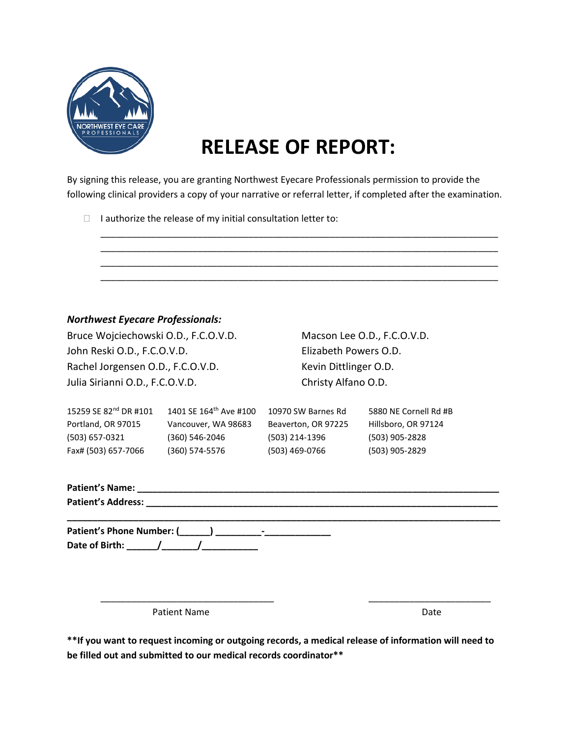# RELEASE OF REPORT:

By signing this release, you are granting Northwest Eyecare Professionals permission to provide the following clinical providers a copy of your narrative or referral letter, if completed after the examination.

☐ I authorize the release of my initial consultation letter to:

_______________________________________________________________________________

_______________________________________________________________________________

_______________________________________________________________________________

_______________________________________________________________________________

***Northwest Eyecare Professionals:***

Bruce Wojciechowski O.D., F.C.O.V.D.
John Reski O.D., F.C.O.V.D.
Rachel Jorgensen O.D., F.C.O.V.D.
Julia Sirianni O.D., F.C.O.V.D.
Macson Lee O.D., F.C.O.V.D.
Elizabeth Powers O.D.
Kevin Dittlinger O.D.
Christy Alfano O.D.

| | | | |
|---|---|---|---|
| 15259 SE 82nd DR #101 | 1401 SE 164th Ave #100 | 10970 SW Barnes Rd | 5880 NE Cornell Rd #B |
| Portland, OR 97015 | Vancouver, WA 98683 | Beaverton, OR 97225 | Hillsboro, OR 97124 |
| (503) 657-0321 | (360) 546-2046 | (503) 214-1396 | (503) 905-2828 |
| Fax# (503) 657-7066 | (360) 574-5576 | (503) 469-0766 | (503) 905-2829 |

**Patient's Name: ________________________________________________________________**

**Patient's Address: ______________________________________________________________**

**_______________________________________________________________________________**

**Patient's Phone Number: (______) _________-_____________**

**Date of Birth: ______/_______/___________**

___________________________________ ________________________

Patient Name Date

**\*\*If you want to request incoming or outgoing records, a medical release of information will need to be filled out and submitted to our medical records coordinator\*\***